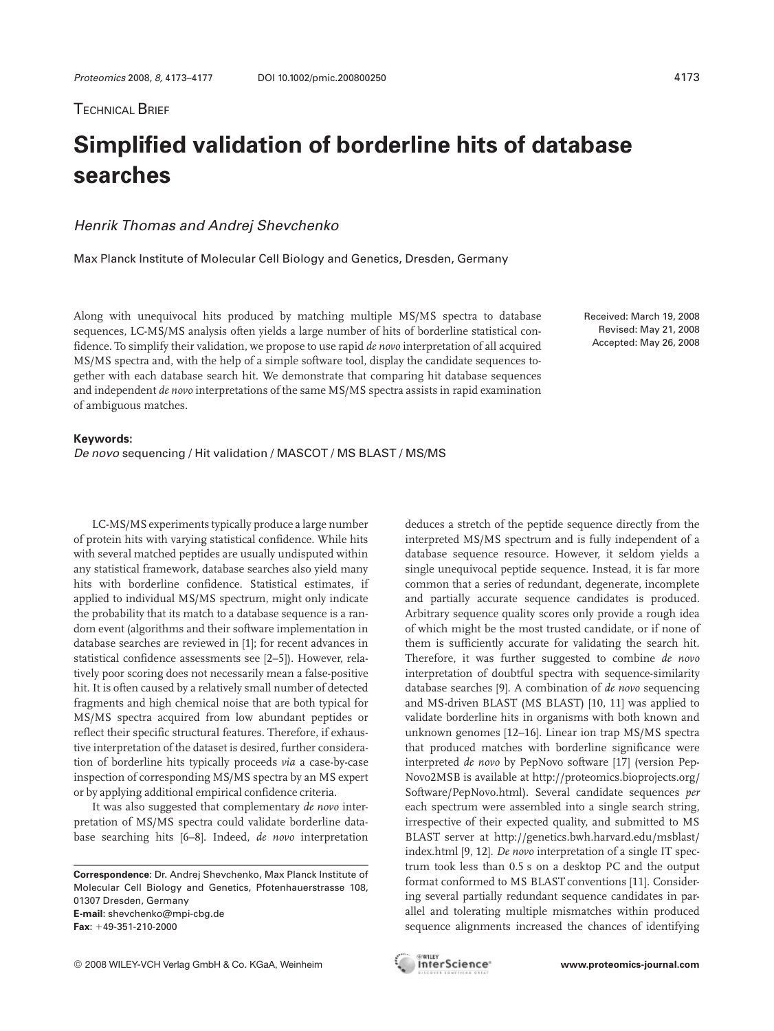TECHNICAL BRIEF

# Simplified validation of borderline hits of database searches

*Henrik Thomas and Andrej Shevchenko*

Max Planck Institute of Molecular Cell Biology and Genetics, Dresden, Germany

Along with unequivocal hits produced by matching multiple MS/MS spectra to database sequences, LC-MS/MS analysis often yields a large number of hits of borderline statistical confidence. To simplify their validation, we propose to use rapid *de novo* interpretation of all acquired MS/MS spectra and, with the help of a simple software tool, display the candidate sequences together with each database search hit. We demonstrate that comparing hit database sequences and independent *de novo* interpretations of the same MS/MS spectra assists in rapid examination of ambiguous matches.

Received: March 19, 2008
Revised: May 21, 2008
Accepted: May 26, 2008

**Keywords:**
*De novo* sequencing / Hit validation / MASCOT / MS BLAST / MS/MS

LC-MS/MS experiments typically produce a large number of protein hits with varying statistical confidence. While hits with several matched peptides are usually undisputed within any statistical framework, database searches also yield many hits with borderline confidence. Statistical estimates, if applied to individual MS/MS spectrum, might only indicate the probability that its match to a database sequence is a random event (algorithms and their software implementation in database searches are reviewed in [1]; for recent advances in statistical confidence assessments see [2–5]). However, relatively poor scoring does not necessarily mean a false-positive hit. It is often caused by a relatively small number of detected fragments and high chemical noise that are both typical for MS/MS spectra acquired from low abundant peptides or reflect their specific structural features. Therefore, if exhaustive interpretation of the dataset is desired, further consideration of borderline hits typically proceeds *via* a case-by-case inspection of corresponding MS/MS spectra by an MS expert or by applying additional empirical confidence criteria.

It was also suggested that complementary *de novo* interpretation of MS/MS spectra could validate borderline database searching hits [6–8]. Indeed, *de novo* interpretation deduces a stretch of the peptide sequence directly from the interpreted MS/MS spectrum and is fully independent of a database sequence resource. However, it seldom yields a single unequivocal peptide sequence. Instead, it is far more common that a series of redundant, degenerate, incomplete and partially accurate sequence candidates is produced. Arbitrary sequence quality scores only provide a rough idea of which might be the most trusted candidate, or if none of them is sufficiently accurate for validating the search hit. Therefore, it was further suggested to combine *de novo* interpretation of doubtful spectra with sequence-similarity database searches [9]. A combination of *de novo* sequencing and MS-driven BLAST (MS BLAST) [10, 11] was applied to validate borderline hits in organisms with both known and unknown genomes [12–16]. Linear ion trap MS/MS spectra that produced matches with borderline significance were interpreted *de novo* by PepNovo software [17] (version PepNovo2MSB is available at http://proteomics.bioprojects.org/Software/PepNovo.html). Several candidate sequences *per* each spectrum were assembled into a single search string, irrespective of their expected quality, and submitted to MS BLAST server at http://genetics.bwh.harvard.edu/msblast/index.html [9, 12]. *De novo* interpretation of a single IT spectrum took less than 0.5 s on a desktop PC and the output format conformed to MS BLAST conventions [11]. Considering several partially redundant sequence candidates in parallel and tolerating multiple mismatches within produced sequence alignments increased the chances of identifying

**Correspondence**: Dr. Andrej Shevchenko, Max Planck Institute of Molecular Cell Biology and Genetics, Pfotenhauerstrasse 108, 01307 Dresden, Germany
**E-mail**: shevchenko@mpi-cbg.de
**Fax**: +49-351-210-2000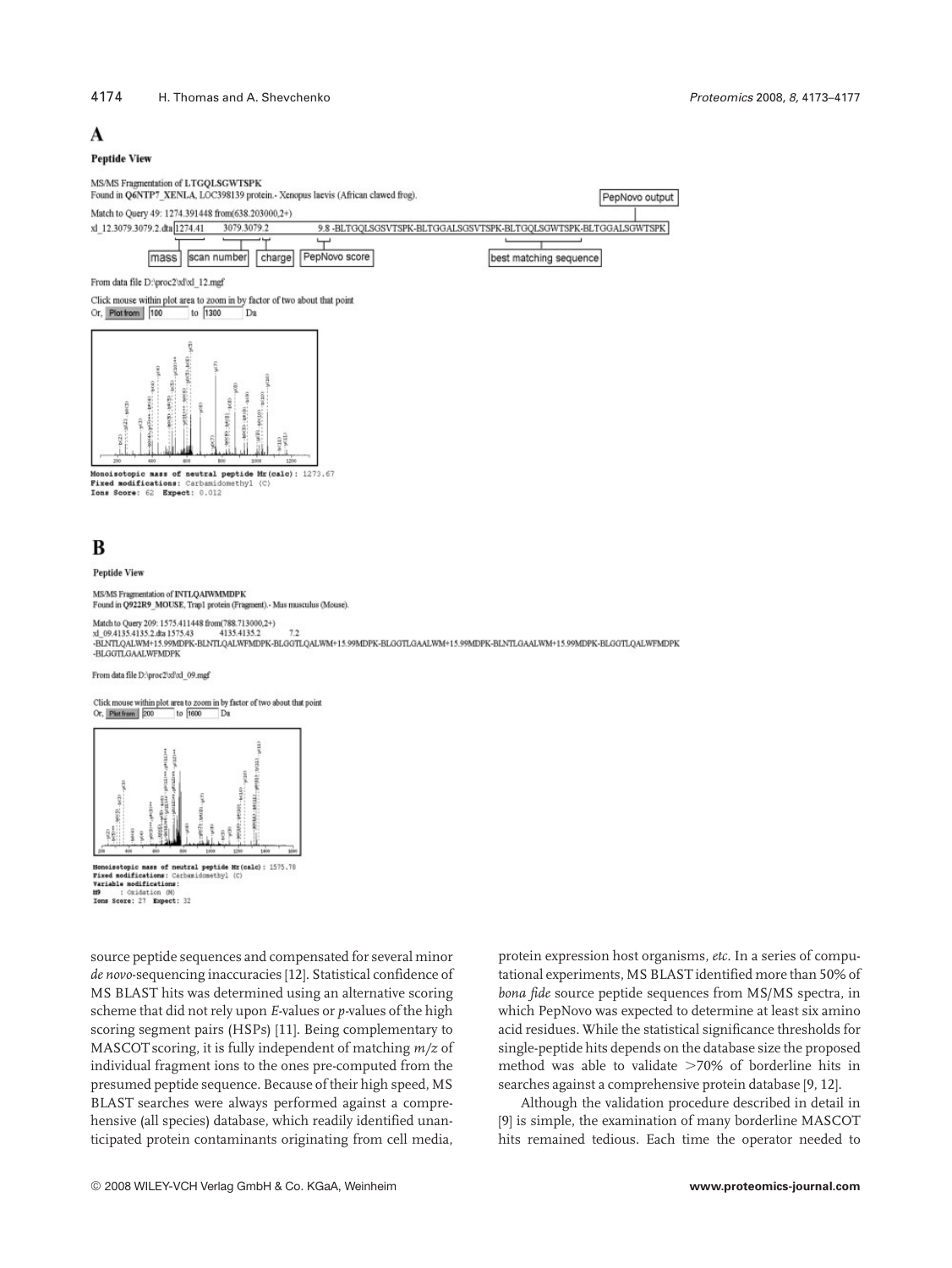**A**

**Peptide View**

MS/MS Fragmentation of **LTGQLSGWTSPK**
Found in **Q6NTP7_XENLA**, LOC398139 protein.- Xenopus laevis (African clawed frog).

Match to Query 49: 1274.391448 from(638.203000,2+)
xl_12.3079.3079.2.dta 1274.41 3079.3079.2 9.8 -BLTGQLSGSVTSPK-BLTGGALSGSVTSPK-BLTGQLSGWTSPK-BLTGGALSGWTSPK

mass | scan number | charge | PepNovo score | PepNovo output | best matching sequence

From data file D:\proc2\xl\xl_12.mgf

Click mouse within plot area to zoom in by factor of two about that point
Or, Plot from 100 to 1300 Da

**Monoisotopic mass of neutral peptide Mr(calc):** 1273.67
**Fixed modifications:** Carbamidomethyl (C)
**Ions Score:** 62 **Expect:** 0.012

**B**

**Peptide View**

MS/MS Fragmentation of **INTLQAIWMMDPK**
Found in **Q922R9_MOUSE**, Trap1 protein (Fragment).- Mus musculus (Mouse).

Match to Query 209: 1575.411448 from(788.713000,2+)
xl_09.4135.4135.2.dta 1575.43 4135.4135.2 7.2
-BLNTLQALWM+15.99MDPK-BLNTLQALWFMDPK-BLGGTLQALWM+15.99MDPK-BLGGTLGAALWM+15.99MDPK-BLNTLGAALWM+15.99MDPK-BLGGTLQALWFMDPK
-BLGGTLGAALWFMDPK

From data file D:\proc2\xl\xl_09.mgf

Click mouse within plot area to zoom in by factor of two about that point
Or, Plot from 200 to 1600 Da

**Monoisotopic mass of neutral peptide Mr(calc):** 1575.78
**Fixed modifications:** Carbamidomethyl (C)
**Variable modifications:**
**M9** : Oxidation (M)
**Ions Score:** 27 **Expect:** 32

source peptide sequences and compensated for several minor *de novo*-sequencing inaccuracies [12]. Statistical confidence of MS BLAST hits was determined using an alternative scoring scheme that did not rely upon *E*-values or *p*-values of the high scoring segment pairs (HSPs) [11]. Being complementary to MASCOT scoring, it is fully independent of matching *m/z* of individual fragment ions to the ones pre-computed from the presumed peptide sequence. Because of their high speed, MS BLAST searches were always performed against a comprehensive (all species) database, which readily identified unanticipated protein contaminants originating from cell media, protein expression host organisms, *etc*. In a series of computational experiments, MS BLAST identified more than 50% of *bona fide* source peptide sequences from MS/MS spectra, in which PepNovo was expected to determine at least six amino acid residues. While the statistical significance thresholds for single-peptide hits depends on the database size the proposed method was able to validate >70% of borderline hits in searches against a comprehensive protein database [9, 12].

Although the validation procedure described in detail in [9] is simple, the examination of many borderline MASCOT hits remained tedious. Each time the operator needed to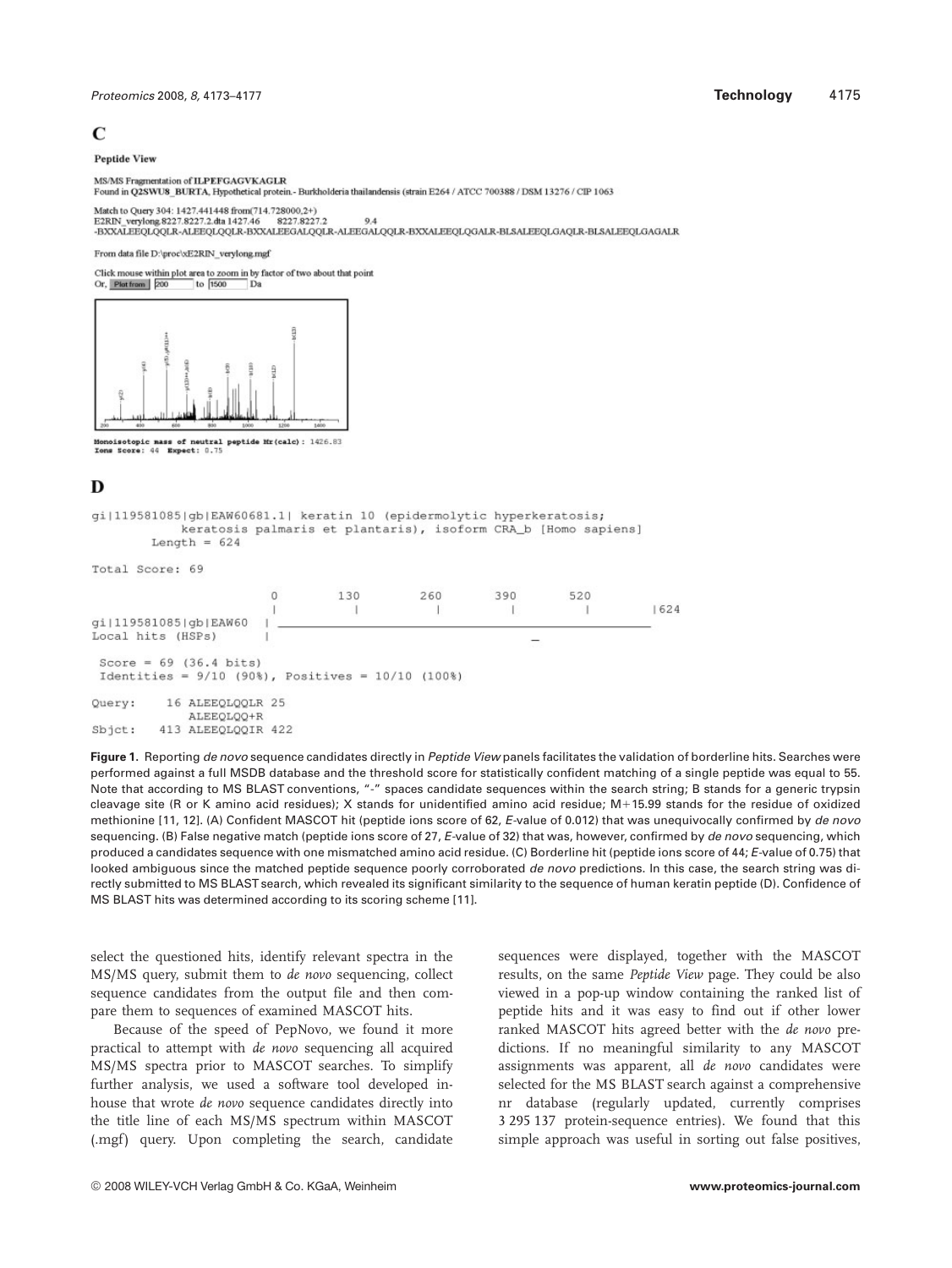**C**

**Peptide View**

MS/MS Fragmentation of **ILPEFGAGVKAGLR**
Found in **Q2SWU8_BURTA**, Hypothetical protein.- Burkholderia thailandensis (strain E264 / ATCC 700388 / DSM 13276 / CIP 1063

Match to Query 304: 1427.441448 from(714.728000,2+)
E2RIN_verylong.8227.8227.2.dta 1427.46 8227.8227.2 9.4
-BXXALEEQLQQLR-ALEEQLQQLR-BXXALEEGALQQLR-ALEEGALQQLR-BXXALEEQLQGALR-BLSALEEQLGAQLR-BLSALEEQLGAGALR

From data file D:\proc\xE2RIN_verylong.mgf

Click mouse within plot area to zoom in by factor of two about that point
Or, Plot from 200 to 1500 Da

**Monoisotopic mass of neutral peptide Mr(calc):** 1426.83
**Ions Score:** 44 **Expect:** 0.75

**D**

```
gi|119581085|gb|EAW60681.1| keratin 10 (epidermolytic hyperkeratosis;
          keratosis palmaris et plantaris), isoform CRA_b [Homo sapiens]
        Length = 624

Total Score: 69

                          0        130       260       390       520
                          |         |         |         |         |        |624
gi|119581085|gb|EAW60   | ___________________________________________________
Local hits (HSPs)         |                                      _

 Score = 69 (36.4 bits)
 Identities = 9/10 (90%), Positives = 10/10 (100%)

Query:    16 ALEEQLQQLR 25
             ALEEQLQQ+R
Sbjct:   413 ALEEQLQQIR 422
```

**Figure 1.** Reporting *de novo* sequence candidates directly in *Peptide View* panels facilitates the validation of borderline hits. Searches were performed against a full MSDB database and the threshold score for statistically confident matching of a single peptide was equal to 55. Note that according to MS BLAST conventions, "-" spaces candidate sequences within the search string; B stands for a generic trypsin cleavage site (R or K amino acid residues); X stands for unidentified amino acid residue; M+15.99 stands for the residue of oxidized methionine [11, 12]. (A) Confident MASCOT hit (peptide ions score of 62, *E*-value of 0.012) that was unequivocally confirmed by *de novo* sequencing. (B) False negative match (peptide ions score of 27, *E*-value of 32) that was, however, confirmed by *de novo* sequencing, which produced a candidates sequence with one mismatched amino acid residue. (C) Borderline hit (peptide ions score of 44; *E*-value of 0.75) that looked ambiguous since the matched peptide sequence poorly corroborated *de novo* predictions. In this case, the search string was directly submitted to MS BLAST search, which revealed its significant similarity to the sequence of human keratin peptide (D). Confidence of MS BLAST hits was determined according to its scoring scheme [11].

select the questioned hits, identify relevant spectra in the MS/MS query, submit them to *de novo* sequencing, collect sequence candidates from the output file and then compare them to sequences of examined MASCOT hits.

Because of the speed of PepNovo, we found it more practical to attempt with *de novo* sequencing all acquired MS/MS spectra prior to MASCOT searches. To simplify further analysis, we used a software tool developed in-house that wrote *de novo* sequence candidates directly into the title line of each MS/MS spectrum within MASCOT (.mgf) query. Upon completing the search, candidate sequences were displayed, together with the MASCOT results, on the same *Peptide View* page. They could be also viewed in a pop-up window containing the ranked list of peptide hits and it was easy to find out if other lower ranked MASCOT hits agreed better with the *de novo* predictions. If no meaningful similarity to any MASCOT assignments was apparent, all *de novo* candidates were selected for the MS BLAST search against a comprehensive nr database (regularly updated, currently comprises 3 295 137 protein-sequence entries). We found that this simple approach was useful in sorting out false positives,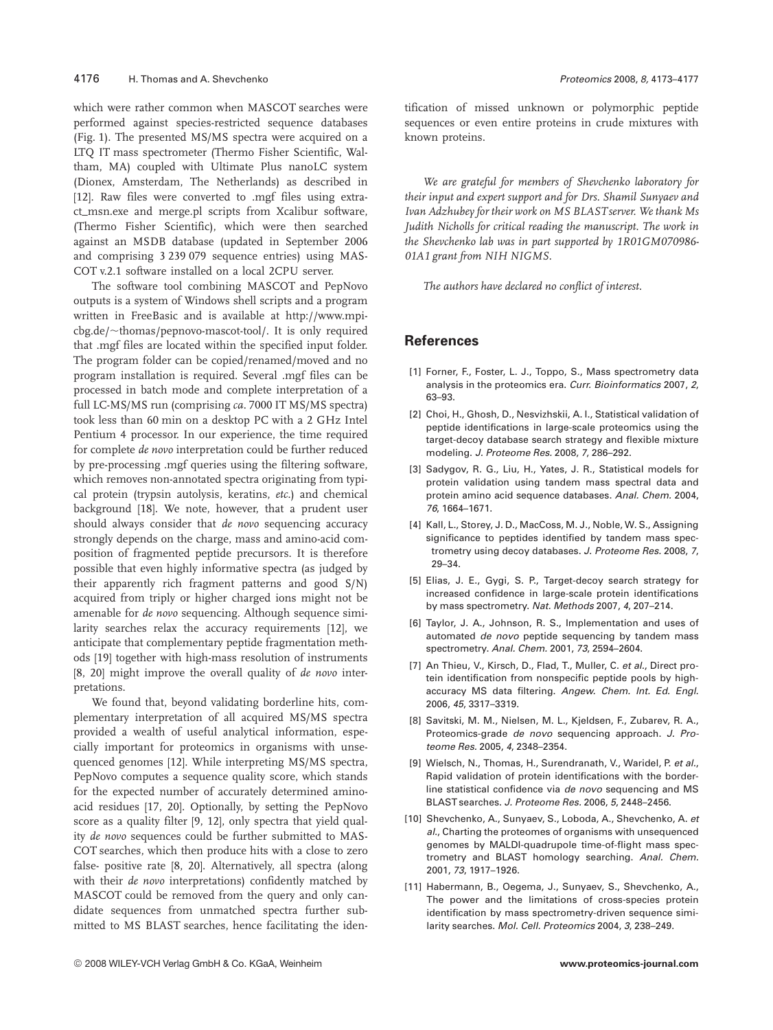which were rather common when MASCOT searches were performed against species-restricted sequence databases (Fig. 1). The presented MS/MS spectra were acquired on a LTQ IT mass spectrometer (Thermo Fisher Scientific, Waltham, MA) coupled with Ultimate Plus nanoLC system (Dionex, Amsterdam, The Netherlands) as described in [12]. Raw files were converted to .mgf files using extract_msn.exe and merge.pl scripts from Xcalibur software, (Thermo Fisher Scientific), which were then searched against an MSDB database (updated in September 2006 and comprising 3 239 079 sequence entries) using MASCOT v.2.1 software installed on a local 2CPU server.

The software tool combining MASCOT and PepNovo outputs is a system of Windows shell scripts and a program written in FreeBasic and is available at http://www.mpi-cbg.de/~thomas/pepnovo-mascot-tool/. It is only required that .mgf files are located within the specified input folder. The program folder can be copied/renamed/moved and no program installation is required. Several .mgf files can be processed in batch mode and complete interpretation of a full LC-MS/MS run (comprising *ca*. 7000 IT MS/MS spectra) took less than 60 min on a desktop PC with a 2 GHz Intel Pentium 4 processor. In our experience, the time required for complete *de novo* interpretation could be further reduced by pre-processing .mgf queries using the filtering software, which removes non-annotated spectra originating from typical protein (trypsin autolysis, keratins, *etc*.) and chemical background [18]. We note, however, that a prudent user should always consider that *de novo* sequencing accuracy strongly depends on the charge, mass and amino-acid composition of fragmented peptide precursors. It is therefore possible that even highly informative spectra (as judged by their apparently rich fragment patterns and good S/N) acquired from triply or higher charged ions might not be amenable for *de novo* sequencing. Although sequence similarity searches relax the accuracy requirements [12], we anticipate that complementary peptide fragmentation methods [19] together with high-mass resolution of instruments [8, 20] might improve the overall quality of *de novo* interpretations.

We found that, beyond validating borderline hits, complementary interpretation of all acquired MS/MS spectra provided a wealth of useful analytical information, especially important for proteomics in organisms with unsequenced genomes [12]. While interpreting MS/MS spectra, PepNovo computes a sequence quality score, which stands for the expected number of accurately determined amino-acid residues [17, 20]. Optionally, by setting the PepNovo score as a quality filter [9, 12], only spectra that yield quality *de novo* sequences could be further submitted to MASCOT searches, which then produce hits with a close to zero false- positive rate [8, 20]. Alternatively, all spectra (along with their *de novo* interpretations) confidently matched by MASCOT could be removed from the query and only candidate sequences from unmatched spectra further submitted to MS BLAST searches, hence facilitating the identification of missed unknown or polymorphic peptide sequences or even entire proteins in crude mixtures with known proteins.

*We are grateful for members of Shevchenko laboratory for their input and expert support and for Drs. Shamil Sunyaev and Ivan Adzhubey for their work on MS BLAST server. We thank Ms Judith Nicholls for critical reading the manuscript. The work in the Shevchenko lab was in part supported by 1R01GM070986-01A1 grant from NIH NIGMS.*

*The authors have declared no conflict of interest.*

## References

[1] Forner, F., Foster, L. J., Toppo, S., Mass spectrometry data analysis in the proteomics era. *Curr. Bioinformatics* 2007, *2*, 63–93.

[2] Choi, H., Ghosh, D., Nesvizhskii, A. I., Statistical validation of peptide identifications in large-scale proteomics using the target-decoy database search strategy and flexible mixture modeling. *J. Proteome Res.* 2008, *7*, 286–292.

[3] Sadygov, R. G., Liu, H., Yates, J. R., Statistical models for protein validation using tandem mass spectral data and protein amino acid sequence databases. *Anal. Chem.* 2004, *76*, 1664–1671.

[4] Kall, L., Storey, J. D., MacCoss, M. J., Noble, W. S., Assigning significance to peptides identified by tandem mass spectrometry using decoy databases. *J. Proteome Res.* 2008, *7*, 29–34.

[5] Elias, J. E., Gygi, S. P., Target-decoy search strategy for increased confidence in large-scale protein identifications by mass spectrometry. *Nat. Methods* 2007, *4*, 207–214.

[6] Taylor, J. A., Johnson, R. S., Implementation and uses of automated *de novo* peptide sequencing by tandem mass spectrometry. *Anal. Chem.* 2001, *73*, 2594–2604.

[7] An Thieu, V., Kirsch, D., Flad, T., Muller, C. *et al.*, Direct protein identification from nonspecific peptide pools by high-accuracy MS data filtering. *Angew. Chem. Int. Ed. Engl.* 2006, *45*, 3317–3319.

[8] Savitski, M. M., Nielsen, M. L., Kjeldsen, F., Zubarev, R. A., Proteomics-grade *de novo* sequencing approach. *J. Proteome Res.* 2005, *4*, 2348–2354.

[9] Wielsch, N., Thomas, H., Surendranath, V., Waridel, P. *et al.*, Rapid validation of protein identifications with the borderline statistical confidence via *de novo* sequencing and MS BLAST searches. *J. Proteome Res.* 2006, *5*, 2448–2456.

[10] Shevchenko, A., Sunyaev, S., Loboda, A., Shevchenko, A. *et al.*, Charting the proteomes of organisms with unsequenced genomes by MALDI-quadrupole time-of-flight mass spectrometry and BLAST homology searching. *Anal. Chem.* 2001, *73*, 1917–1926.

[11] Habermann, B., Oegema, J., Sunyaev, S., Shevchenko, A., The power and the limitations of cross-species protein identification by mass spectrometry-driven sequence similarity searches. *Mol. Cell. Proteomics* 2004, *3*, 238–249.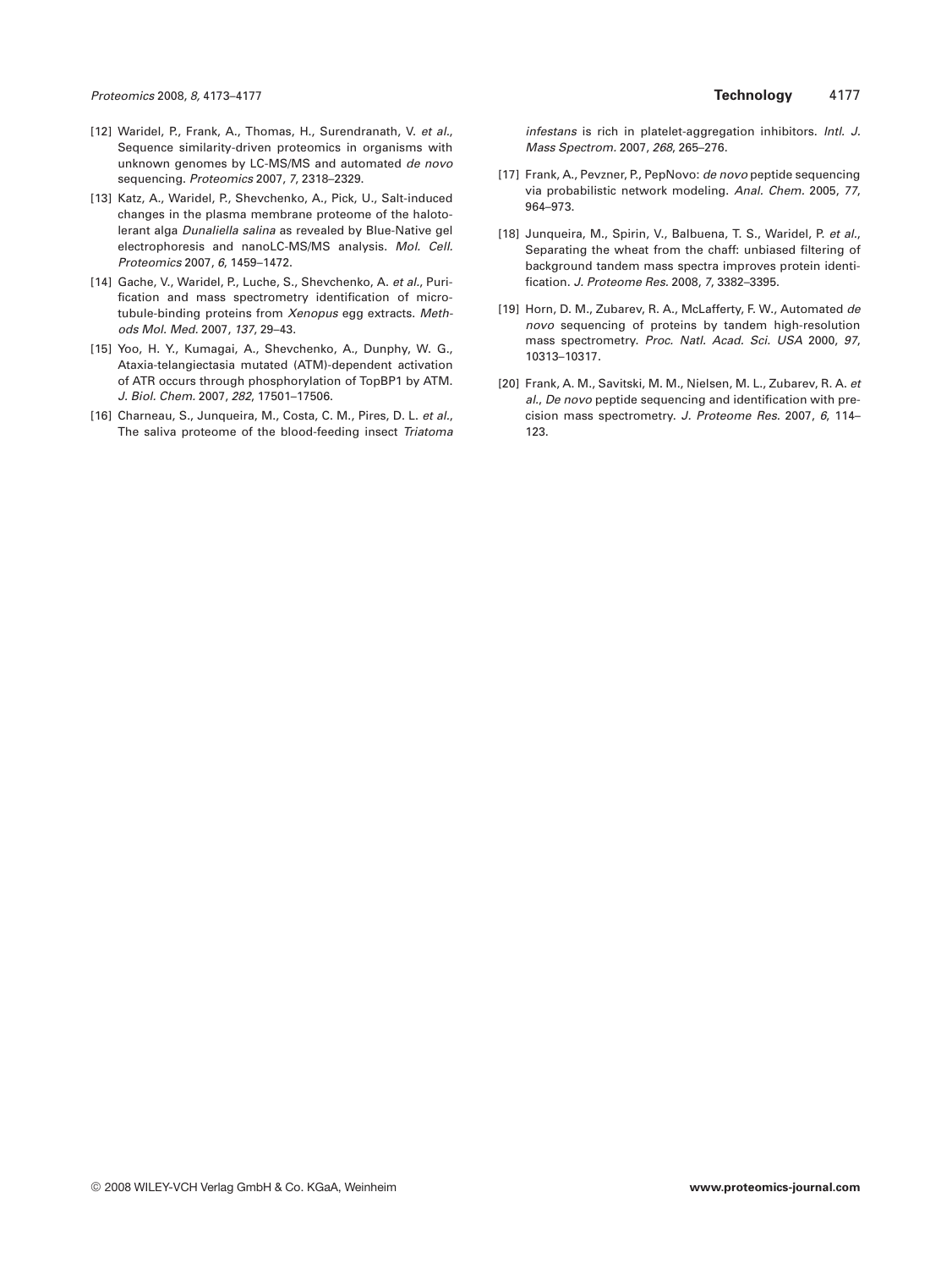[12] Waridel, P., Frank, A., Thomas, H., Surendranath, V. *et al.*, Sequence similarity-driven proteomics in organisms with unknown genomes by LC-MS/MS and automated *de novo* sequencing. *Proteomics* 2007, *7*, 2318–2329.

[13] Katz, A., Waridel, P., Shevchenko, A., Pick, U., Salt-induced changes in the plasma membrane proteome of the halotolerant alga *Dunaliella salina* as revealed by Blue-Native gel electrophoresis and nanoLC-MS/MS analysis. *Mol. Cell. Proteomics* 2007, *6*, 1459–1472.

[14] Gache, V., Waridel, P., Luche, S., Shevchenko, A. *et al.*, Purification and mass spectrometry identification of microtubule-binding proteins from *Xenopus* egg extracts. *Methods Mol. Med.* 2007, *137*, 29–43.

[15] Yoo, H. Y., Kumagai, A., Shevchenko, A., Dunphy, W. G., Ataxia-telangiectasia mutated (ATM)-dependent activation of ATR occurs through phosphorylation of TopBP1 by ATM. *J. Biol. Chem.* 2007, *282*, 17501–17506.

[16] Charneau, S., Junqueira, M., Costa, C. M., Pires, D. L. *et al.*, The saliva proteome of the blood-feeding insect *Triatoma infestans* is rich in platelet-aggregation inhibitors. *Intl. J. Mass Spectrom.* 2007, *268*, 265–276.

[17] Frank, A., Pevzner, P., PepNovo: *de novo* peptide sequencing via probabilistic network modeling. *Anal. Chem.* 2005, *77*, 964–973.

[18] Junqueira, M., Spirin, V., Balbuena, T. S., Waridel, P. *et al.*, Separating the wheat from the chaff: unbiased filtering of background tandem mass spectra improves protein identification. *J. Proteome Res.* 2008, *7*, 3382–3395.

[19] Horn, D. M., Zubarev, R. A., McLafferty, F. W., Automated *de novo* sequencing of proteins by tandem high-resolution mass spectrometry. *Proc. Natl. Acad. Sci. USA* 2000, *97*, 10313–10317.

[20] Frank, A. M., Savitski, M. M., Nielsen, M. L., Zubarev, R. A. *et al.*, *De novo* peptide sequencing and identification with precision mass spectrometry. *J. Proteome Res.* 2007, *6*, 114–123.